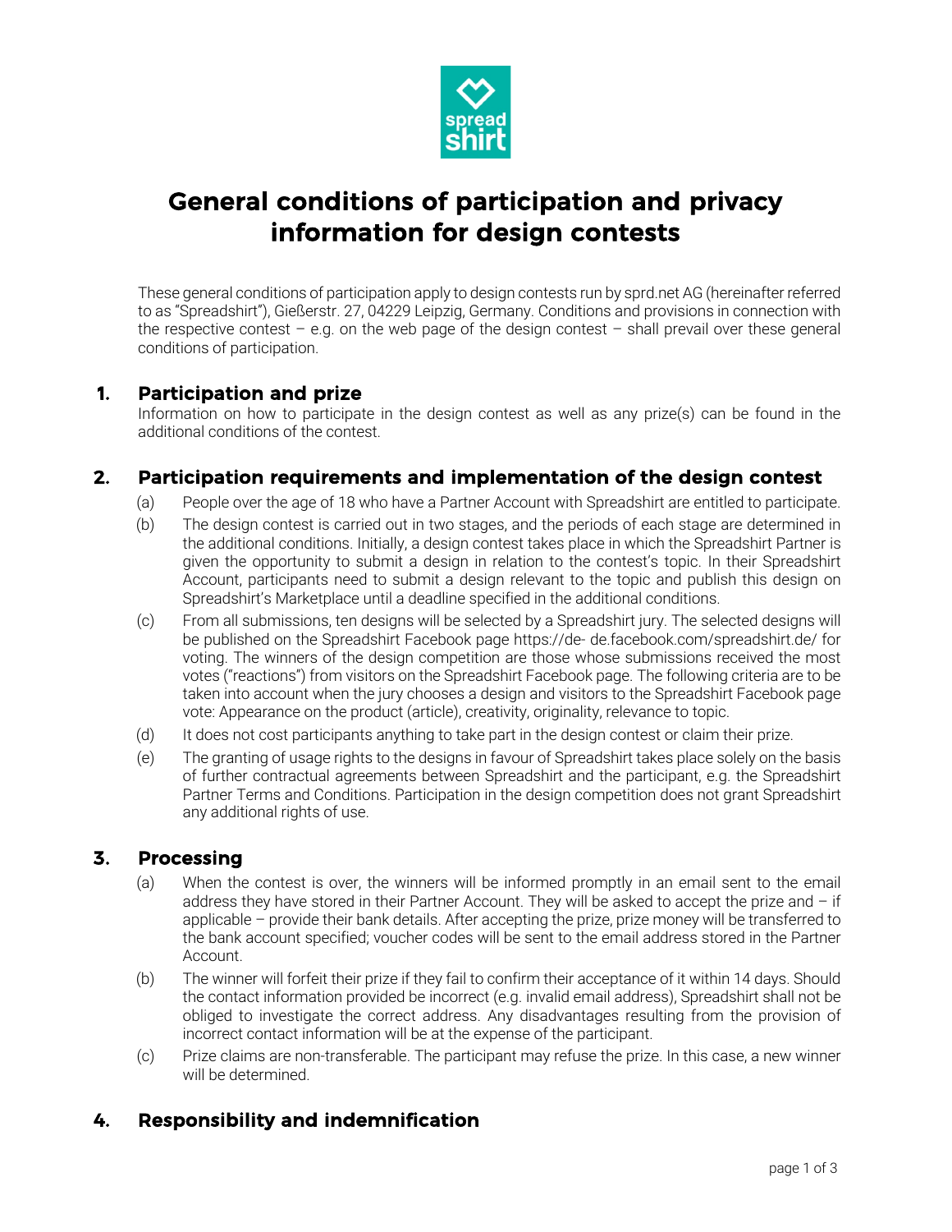# General conditions of participation and privacy information for design contests

These general conditions of participation apply to design contests run by sprd.net AG (hereinafter referred to as "Spreadshirt"), Gießerstr. 27, 04229 Leipzig, Germany. Conditions and provisions in connection with the respective contest – e.g. on the web page of the design contest – shall prevail over these general conditions of participation.

## 1. Participation and prize

Information on how to participate in the design contest as well as any prize(s) can be found in the additional conditions of the contest.

## 2. Participation requirements and implementation of the design contest

(a) People over the age of 18 who have a Partner Account with Spreadshirt are entitled to participate.

(b) The design contest is carried out in two stages, and the periods of each stage are determined in the additional conditions. Initially, a design contest takes place in which the Spreadshirt Partner is given the opportunity to submit a design in relation to the contest's topic. In their Spreadshirt Account, participants need to submit a design relevant to the topic and publish this design on Spreadshirt's Marketplace until a deadline specified in the additional conditions.

(c) From all submissions, ten designs will be selected by a Spreadshirt jury. The selected designs will be published on the Spreadshirt Facebook page https://de- de.facebook.com/spreadshirt.de/ for voting. The winners of the design competition are those whose submissions received the most votes ("reactions") from visitors on the Spreadshirt Facebook page. The following criteria are to be taken into account when the jury chooses a design and visitors to the Spreadshirt Facebook page vote: Appearance on the product (article), creativity, originality, relevance to topic.

(d) It does not cost participants anything to take part in the design contest or claim their prize.

(e) The granting of usage rights to the designs in favour of Spreadshirt takes place solely on the basis of further contractual agreements between Spreadshirt and the participant, e.g. the Spreadshirt Partner Terms and Conditions. Participation in the design competition does not grant Spreadshirt any additional rights of use.

## 3. Processing

(a) When the contest is over, the winners will be informed promptly in an email sent to the email address they have stored in their Partner Account. They will be asked to accept the prize and – if applicable – provide their bank details. After accepting the prize, prize money will be transferred to the bank account specified; voucher codes will be sent to the email address stored in the Partner Account.

(b) The winner will forfeit their prize if they fail to confirm their acceptance of it within 14 days. Should the contact information provided be incorrect (e.g. invalid email address), Spreadshirt shall not be obliged to investigate the correct address. Any disadvantages resulting from the provision of incorrect contact information will be at the expense of the participant.

(c) Prize claims are non-transferable. The participant may refuse the prize. In this case, a new winner will be determined.

## 4. Responsibility and indemnification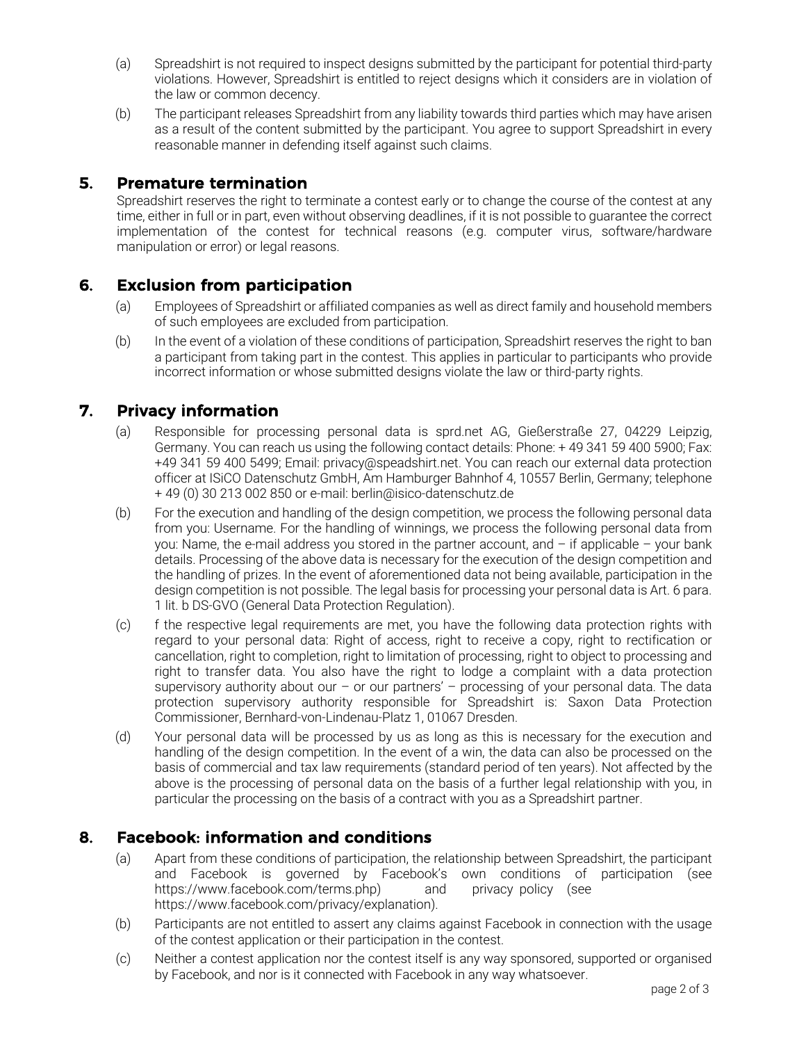(a) Spreadshirt is not required to inspect designs submitted by the participant for potential third-party violations. However, Spreadshirt is entitled to reject designs which it considers are in violation of the law or common decency.

(b) The participant releases Spreadshirt from any liability towards third parties which may have arisen as a result of the content submitted by the participant. You agree to support Spreadshirt in every reasonable manner in defending itself against such claims.

## 5. Premature termination

Spreadshirt reserves the right to terminate a contest early or to change the course of the contest at any time, either in full or in part, even without observing deadlines, if it is not possible to guarantee the correct implementation of the contest for technical reasons (e.g. computer virus, software/hardware manipulation or error) or legal reasons.

## 6. Exclusion from participation

(a) Employees of Spreadshirt or affiliated companies as well as direct family and household members of such employees are excluded from participation.

(b) In the event of a violation of these conditions of participation, Spreadshirt reserves the right to ban a participant from taking part in the contest. This applies in particular to participants who provide incorrect information or whose submitted designs violate the law or third-party rights.

## 7. Privacy information

(a) Responsible for processing personal data is sprd.net AG, Gießerstraße 27, 04229 Leipzig, Germany. You can reach us using the following contact details: Phone: + 49 341 59 400 5900; Fax: +49 341 59 400 5499; Email: privacy@speadshirt.net. You can reach our external data protection officer at ISiCO Datenschutz GmbH, Am Hamburger Bahnhof 4, 10557 Berlin, Germany; telephone + 49 (0) 30 213 002 850 or e-mail: berlin@isico-datenschutz.de

(b) For the execution and handling of the design competition, we process the following personal data from you: Username. For the handling of winnings, we process the following personal data from you: Name, the e-mail address you stored in the partner account, and – if applicable – your bank details. Processing of the above data is necessary for the execution of the design competition and the handling of prizes. In the event of aforementioned data not being available, participation in the design competition is not possible. The legal basis for processing your personal data is Art. 6 para. 1 lit. b DS-GVO (General Data Protection Regulation).

(c) f the respective legal requirements are met, you have the following data protection rights with regard to your personal data: Right of access, right to receive a copy, right to rectification or cancellation, right to completion, right to limitation of processing, right to object to processing and right to transfer data. You also have the right to lodge a complaint with a data protection supervisory authority about our – or our partners' – processing of your personal data. The data protection supervisory authority responsible for Spreadshirt is: Saxon Data Protection Commissioner, Bernhard-von-Lindenau-Platz 1, 01067 Dresden.

(d) Your personal data will be processed by us as long as this is necessary for the execution and handling of the design competition. In the event of a win, the data can also be processed on the basis of commercial and tax law requirements (standard period of ten years). Not affected by the above is the processing of personal data on the basis of a further legal relationship with you, in particular the processing on the basis of a contract with you as a Spreadshirt partner.

## 8. Facebook: information and conditions

(a) Apart from these conditions of participation, the relationship between Spreadshirt, the participant and Facebook is governed by Facebook's own conditions of participation (see https://www.facebook.com/terms.php) and privacy policy (see https://www.facebook.com/privacy/explanation).

(b) Participants are not entitled to assert any claims against Facebook in connection with the usage of the contest application or their participation in the contest.

(c) Neither a contest application nor the contest itself is any way sponsored, supported or organised by Facebook, and nor is it connected with Facebook in any way whatsoever.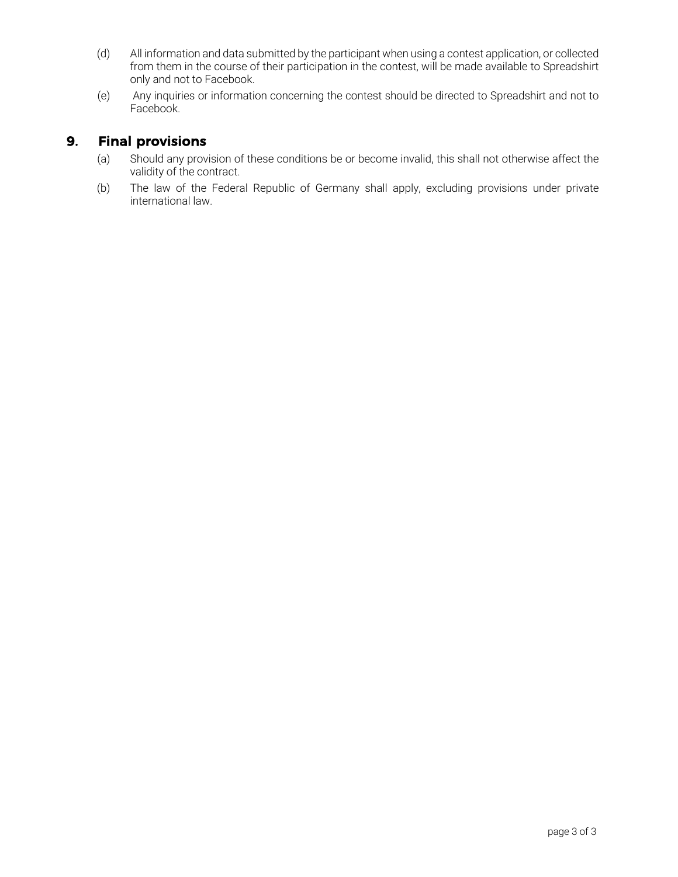(d) All information and data submitted by the participant when using a contest application, or collected from them in the course of their participation in the contest, will be made available to Spreadshirt only and not to Facebook.

(e) Any inquiries or information concerning the contest should be directed to Spreadshirt and not to Facebook.

## 9. Final provisions

(a) Should any provision of these conditions be or become invalid, this shall not otherwise affect the validity of the contract.

(b) The law of the Federal Republic of Germany shall apply, excluding provisions under private international law.